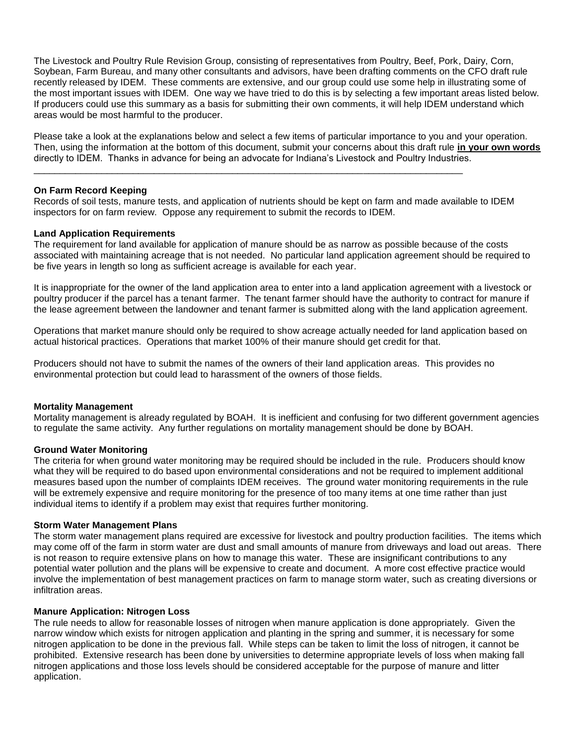The Livestock and Poultry Rule Revision Group, consisting of representatives from Poultry, Beef, Pork, Dairy, Corn, Soybean, Farm Bureau, and many other consultants and advisors, have been drafting comments on the CFO draft rule recently released by IDEM. These comments are extensive, and our group could use some help in illustrating some of the most important issues with IDEM. One way we have tried to do this is by selecting a few important areas listed below. If producers could use this summary as a basis for submitting their own comments, it will help IDEM understand which areas would be most harmful to the producer.

Please take a look at the explanations below and select a few items of particular importance to you and your operation. Then, using the information at the bottom of this document, submit your concerns about this draft rule **<u>in your own words</u>** directly to IDEM. Thanks in advance for being an advocate for Indiana's Livestock and Poultry Industries.

---

**On Farm Record Keeping**

Records of soil tests, manure tests, and application of nutrients should be kept on farm and made available to IDEM inspectors for on farm review. Oppose any requirement to submit the records to IDEM.

**Land Application Requirements**

The requirement for land available for application of manure should be as narrow as possible because of the costs associated with maintaining acreage that is not needed. No particular land application agreement should be required to be five years in length so long as sufficient acreage is available for each year.

It is inappropriate for the owner of the land application area to enter into a land application agreement with a livestock or poultry producer if the parcel has a tenant farmer. The tenant farmer should have the authority to contract for manure if the lease agreement between the landowner and tenant farmer is submitted along with the land application agreement.

Operations that market manure should only be required to show acreage actually needed for land application based on actual historical practices. Operations that market 100% of their manure should get credit for that.

Producers should not have to submit the names of the owners of their land application areas. This provides no environmental protection but could lead to harassment of the owners of those fields.

**Mortality Management**

Mortality management is already regulated by BOAH. It is inefficient and confusing for two different government agencies to regulate the same activity. Any further regulations on mortality management should be done by BOAH.

**Ground Water Monitoring**

The criteria for when ground water monitoring may be required should be included in the rule. Producers should know what they will be required to do based upon environmental considerations and not be required to implement additional measures based upon the number of complaints IDEM receives. The ground water monitoring requirements in the rule will be extremely expensive and require monitoring for the presence of too many items at one time rather than just individual items to identify if a problem may exist that requires further monitoring.

**Storm Water Management Plans**

The storm water management plans required are excessive for livestock and poultry production facilities. The items which may come off of the farm in storm water are dust and small amounts of manure from driveways and load out areas. There is not reason to require extensive plans on how to manage this water. These are insignificant contributions to any potential water pollution and the plans will be expensive to create and document. A more cost effective practice would involve the implementation of best management practices on farm to manage storm water, such as creating diversions or infiltration areas.

**Manure Application: Nitrogen Loss**

The rule needs to allow for reasonable losses of nitrogen when manure application is done appropriately. Given the narrow window which exists for nitrogen application and planting in the spring and summer, it is necessary for some nitrogen application to be done in the previous fall. While steps can be taken to limit the loss of nitrogen, it cannot be prohibited. Extensive research has been done by universities to determine appropriate levels of loss when making fall nitrogen applications and those loss levels should be considered acceptable for the purpose of manure and litter application.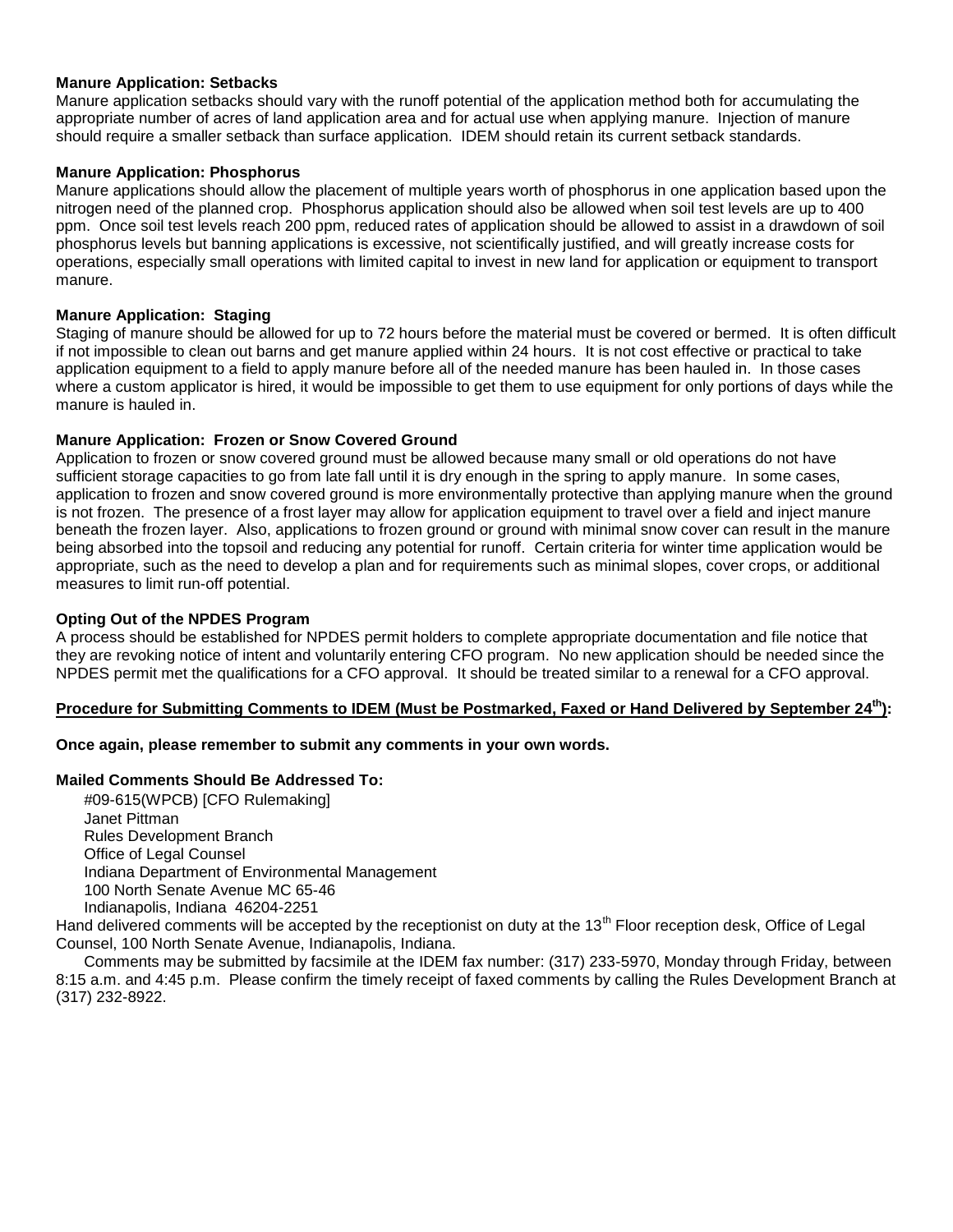**Manure Application: Setbacks**
Manure application setbacks should vary with the runoff potential of the application method both for accumulating the appropriate number of acres of land application area and for actual use when applying manure. Injection of manure should require a smaller setback than surface application. IDEM should retain its current setback standards.

**Manure Application: Phosphorus**
Manure applications should allow the placement of multiple years worth of phosphorus in one application based upon the nitrogen need of the planned crop. Phosphorus application should also be allowed when soil test levels are up to 400 ppm. Once soil test levels reach 200 ppm, reduced rates of application should be allowed to assist in a drawdown of soil phosphorus levels but banning applications is excessive, not scientifically justified, and will greatly increase costs for operations, especially small operations with limited capital to invest in new land for application or equipment to transport manure.

**Manure Application: Staging**
Staging of manure should be allowed for up to 72 hours before the material must be covered or bermed. It is often difficult if not impossible to clean out barns and get manure applied within 24 hours. It is not cost effective or practical to take application equipment to a field to apply manure before all of the needed manure has been hauled in. In those cases where a custom applicator is hired, it would be impossible to get them to use equipment for only portions of days while the manure is hauled in.

**Manure Application: Frozen or Snow Covered Ground**
Application to frozen or snow covered ground must be allowed because many small or old operations do not have sufficient storage capacities to go from late fall until it is dry enough in the spring to apply manure. In some cases, application to frozen and snow covered ground is more environmentally protective than applying manure when the ground is not frozen. The presence of a frost layer may allow for application equipment to travel over a field and inject manure beneath the frozen layer. Also, applications to frozen ground or ground with minimal snow cover can result in the manure being absorbed into the topsoil and reducing any potential for runoff. Certain criteria for winter time application would be appropriate, such as the need to develop a plan and for requirements such as minimal slopes, cover crops, or additional measures to limit run-off potential.

**Opting Out of the NPDES Program**
A process should be established for NPDES permit holders to complete appropriate documentation and file notice that they are revoking notice of intent and voluntarily entering CFO program. No new application should be needed since the NPDES permit met the qualifications for a CFO approval. It should be treated similar to a renewal for a CFO approval.

**Procedure for Submitting Comments to IDEM (Must be Postmarked, Faxed or Hand Delivered by September 24th):**

**Once again, please remember to submit any comments in your own words.**

**Mailed Comments Should Be Addressed To:**

#09-615(WPCB) [CFO Rulemaking]
Janet Pittman
Rules Development Branch
Office of Legal Counsel
Indiana Department of Environmental Management
100 North Senate Avenue MC 65-46
Indianapolis, Indiana 46204-2251

Hand delivered comments will be accepted by the receptionist on duty at the 13th Floor reception desk, Office of Legal Counsel, 100 North Senate Avenue, Indianapolis, Indiana.

Comments may be submitted by facsimile at the IDEM fax number: (317) 233-5970, Monday through Friday, between 8:15 a.m. and 4:45 p.m. Please confirm the timely receipt of faxed comments by calling the Rules Development Branch at (317) 232-8922.